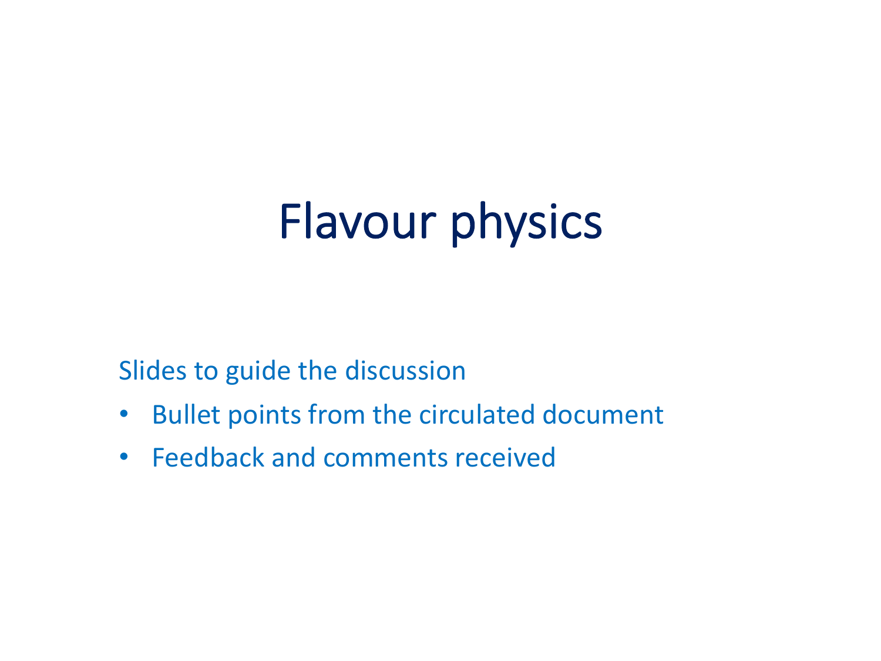# Flavour physics

Slides to guide the discussion

- Bullet points from the circulated document
- Feedback and comments received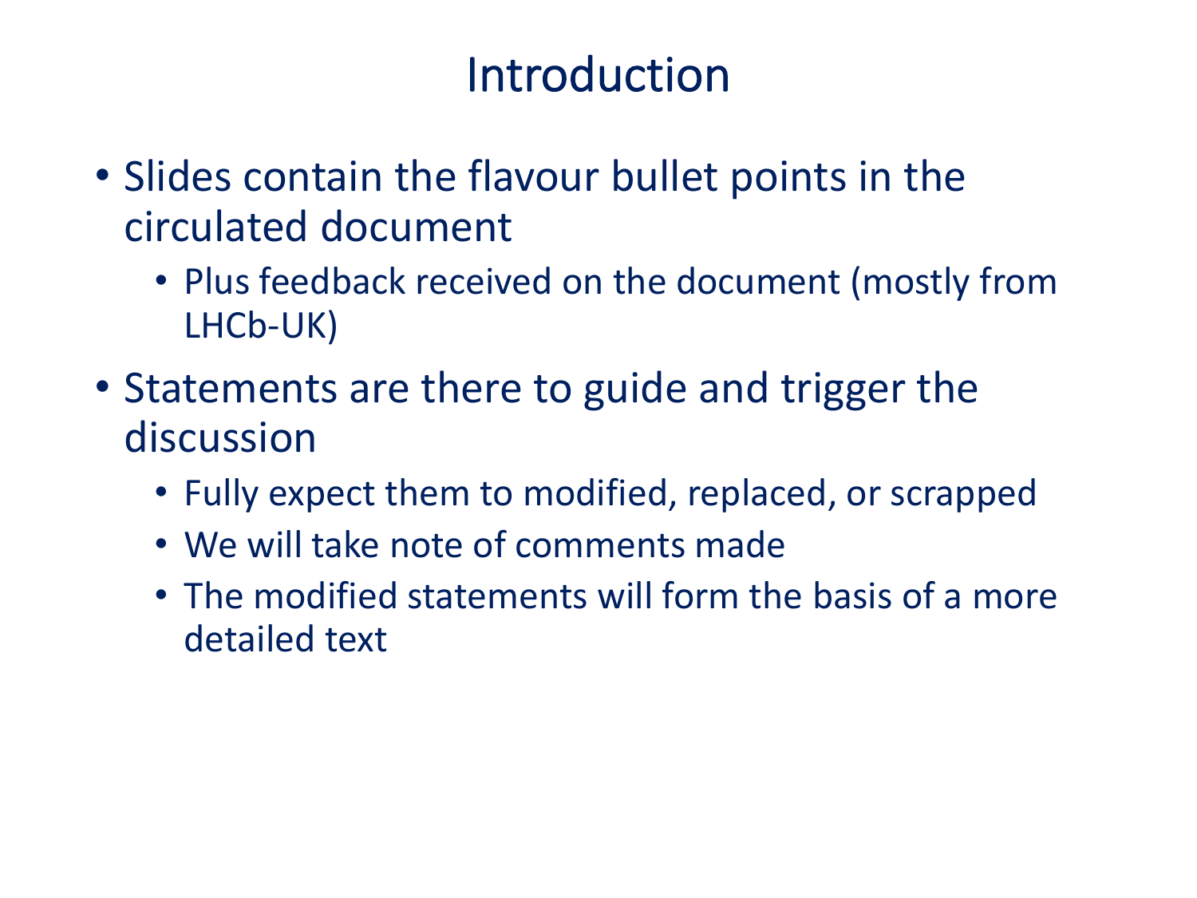# Introduction

- Slides contain the flavour bullet points in the circulated document
  - Plus feedback received on the document (mostly from LHCb-UK)
- Statements are there to guide and trigger the discussion
  - Fully expect them to modified, replaced, or scrapped
  - We will take note of comments made
  - The modified statements will form the basis of a more detailed text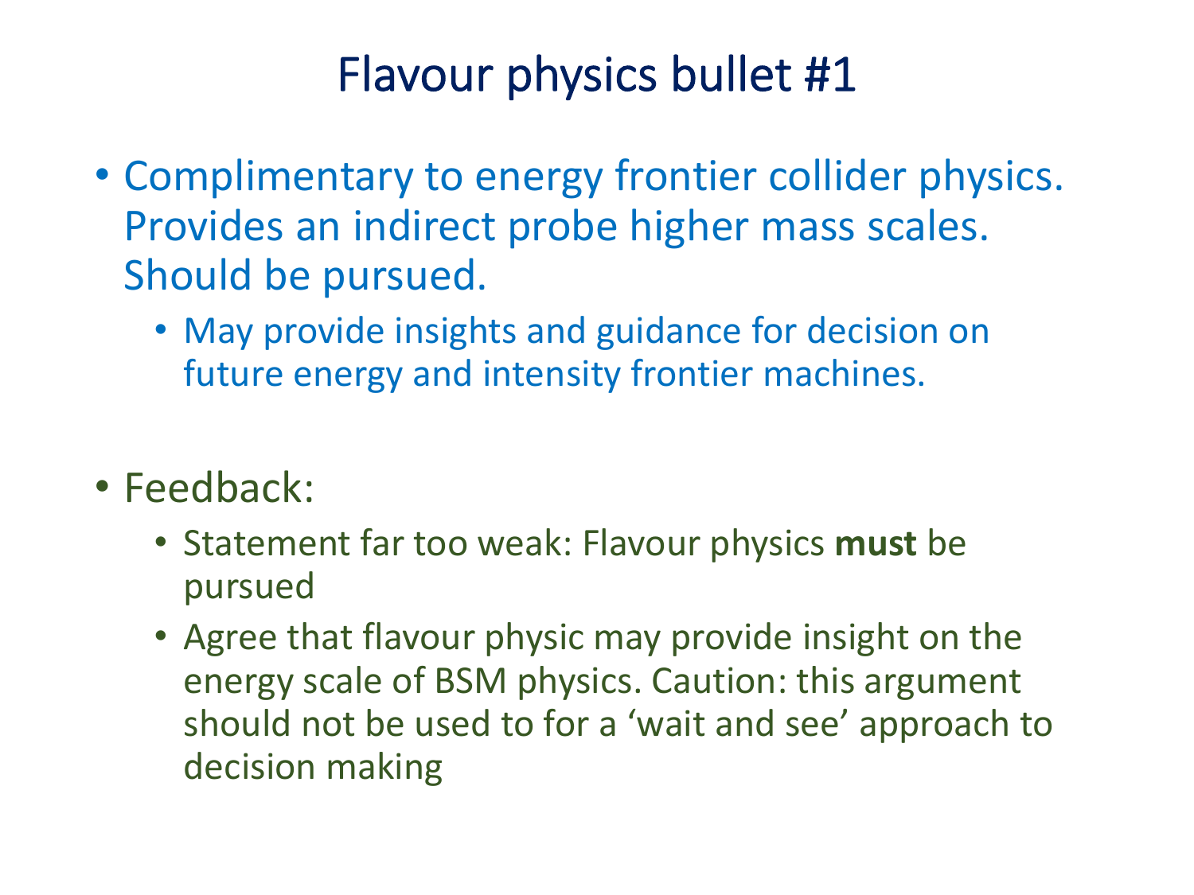# Flavour physics bullet #1

- Complimentary to energy frontier collider physics. Provides an indirect probe higher mass scales. Should be pursued.
  - May provide insights and guidance for decision on future energy and intensity frontier machines.

- Feedback:
  - Statement far too weak: Flavour physics **must** be pursued
  - Agree that flavour physic may provide insight on the energy scale of BSM physics. Caution: this argument should not be used to for a 'wait and see' approach to decision making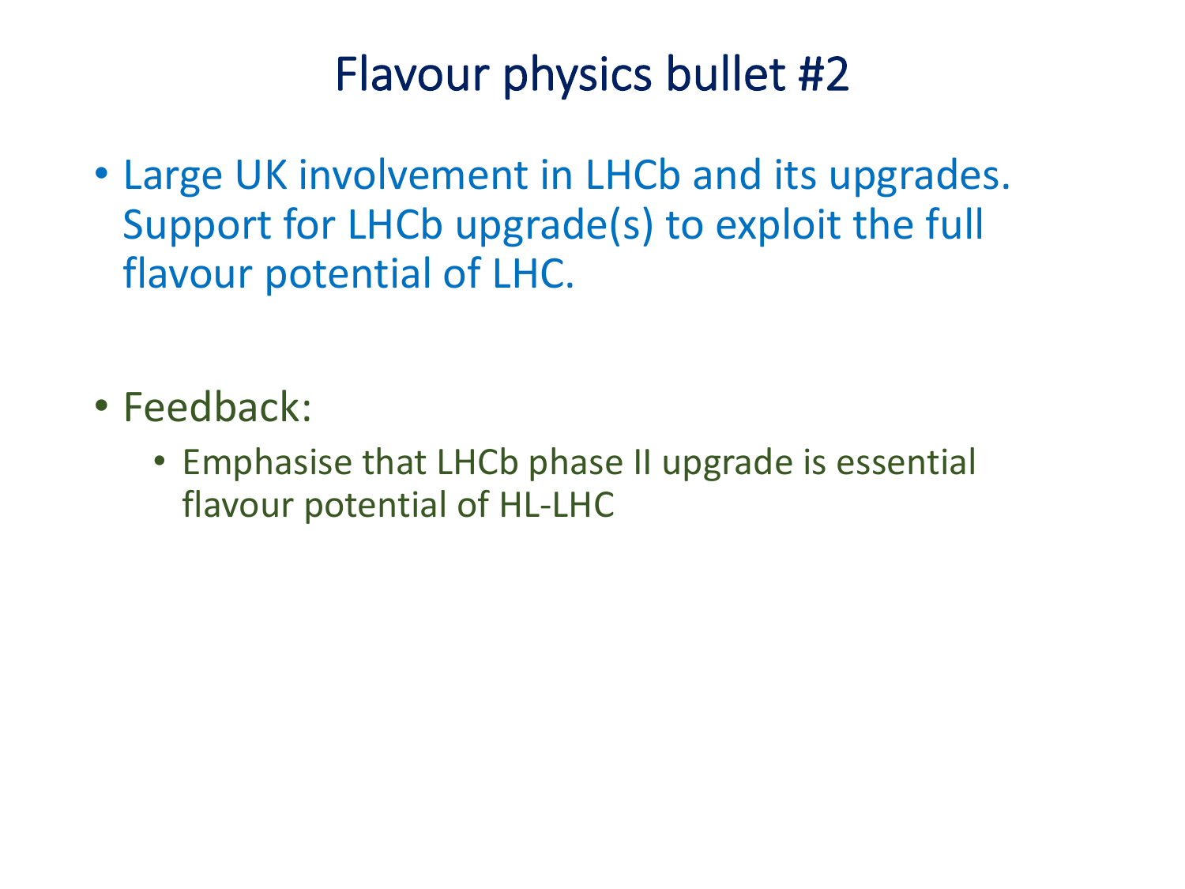# Flavour physics bullet #2

- Large UK involvement in LHCb and its upgrades. Support for LHCb upgrade(s) to exploit the full flavour potential of LHC.

- Feedback:
  - Emphasise that LHCb phase II upgrade is essential flavour potential of HL-LHC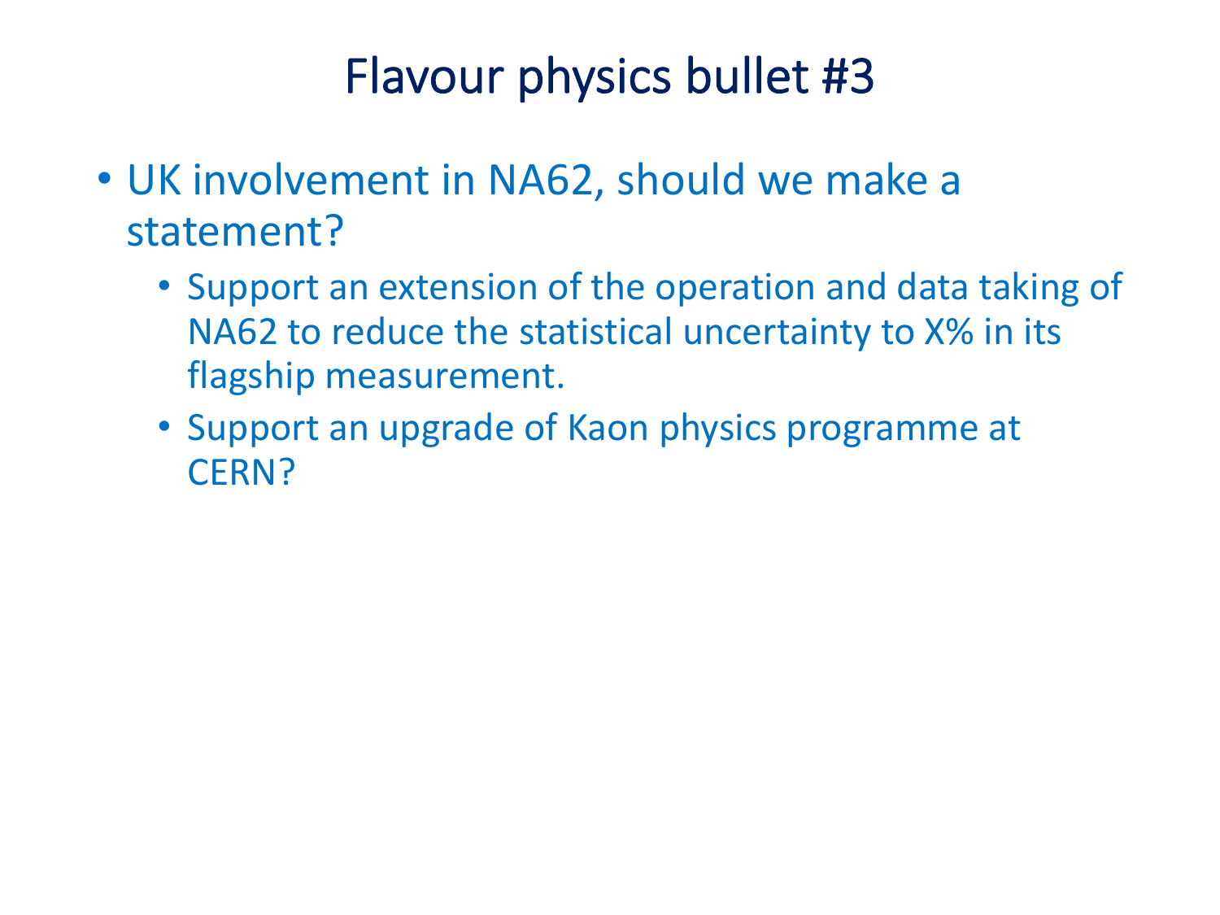# Flavour physics bullet #3

- UK involvement in NA62, should we make a statement?
  - Support an extension of the operation and data taking of NA62 to reduce the statistical uncertainty to X% in its flagship measurement.
  - Support an upgrade of Kaon physics programme at CERN?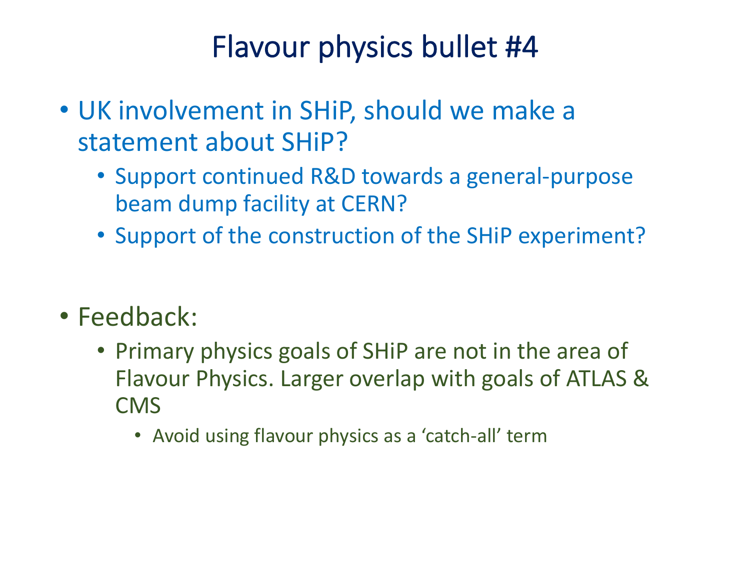# Flavour physics bullet #4

- UK involvement in SHiP, should we make a statement about SHiP?
  - Support continued R&D towards a general-purpose beam dump facility at CERN?
  - Support of the construction of the SHiP experiment?

- Feedback:
  - Primary physics goals of SHiP are not in the area of Flavour Physics. Larger overlap with goals of ATLAS & CMS
    - Avoid using flavour physics as a 'catch-all' term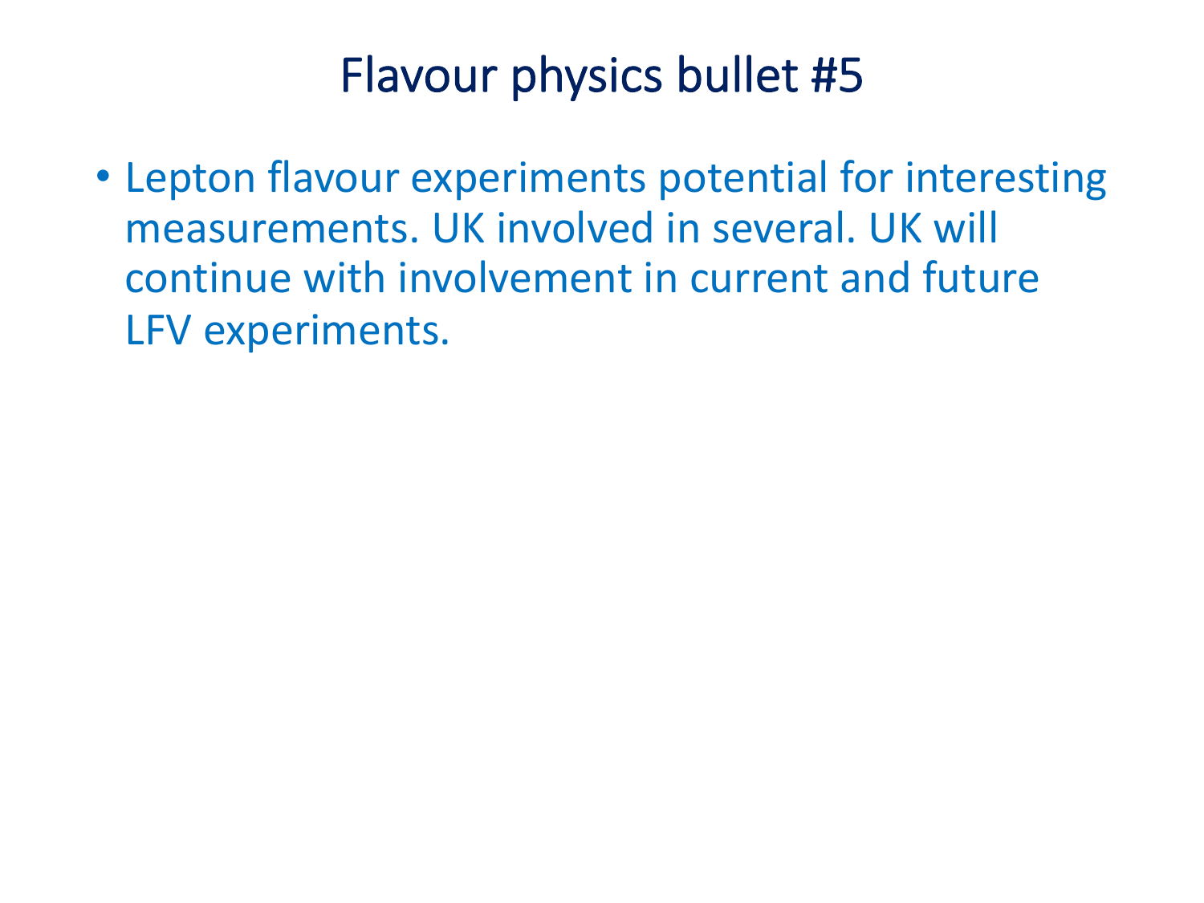# Flavour physics bullet #5

- Lepton flavour experiments potential for interesting measurements. UK involved in several. UK will continue with involvement in current and future LFV experiments.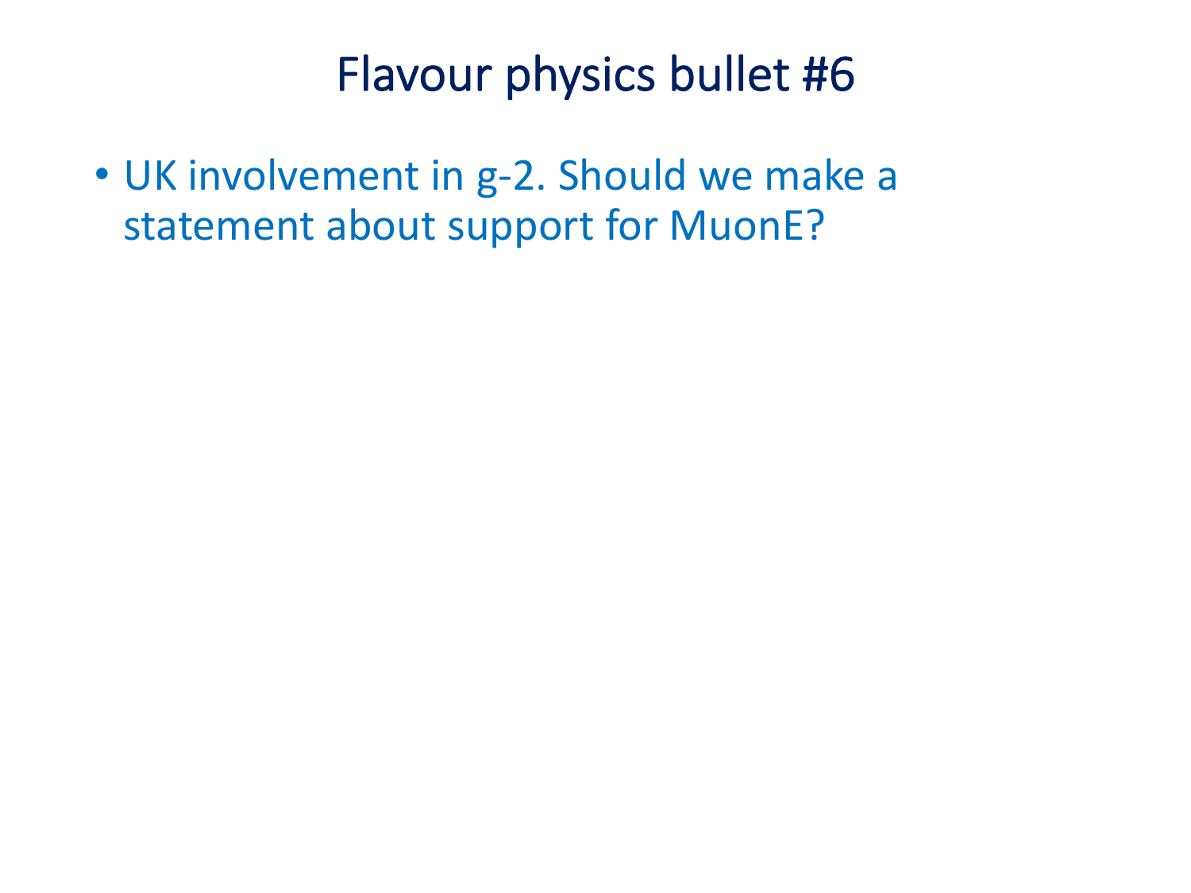# Flavour physics bullet #6

- UK involvement in g-2. Should we make a statement about support for MuonE?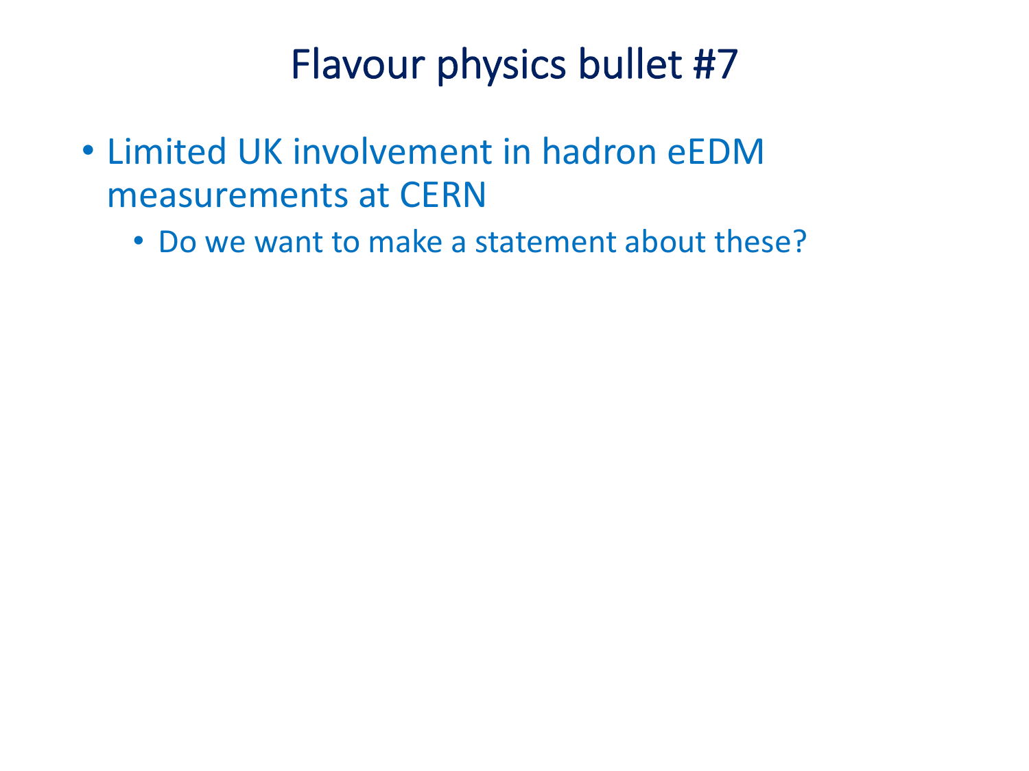# Flavour physics bullet #7

- Limited UK involvement in hadron eEDM measurements at CERN
  - Do we want to make a statement about these?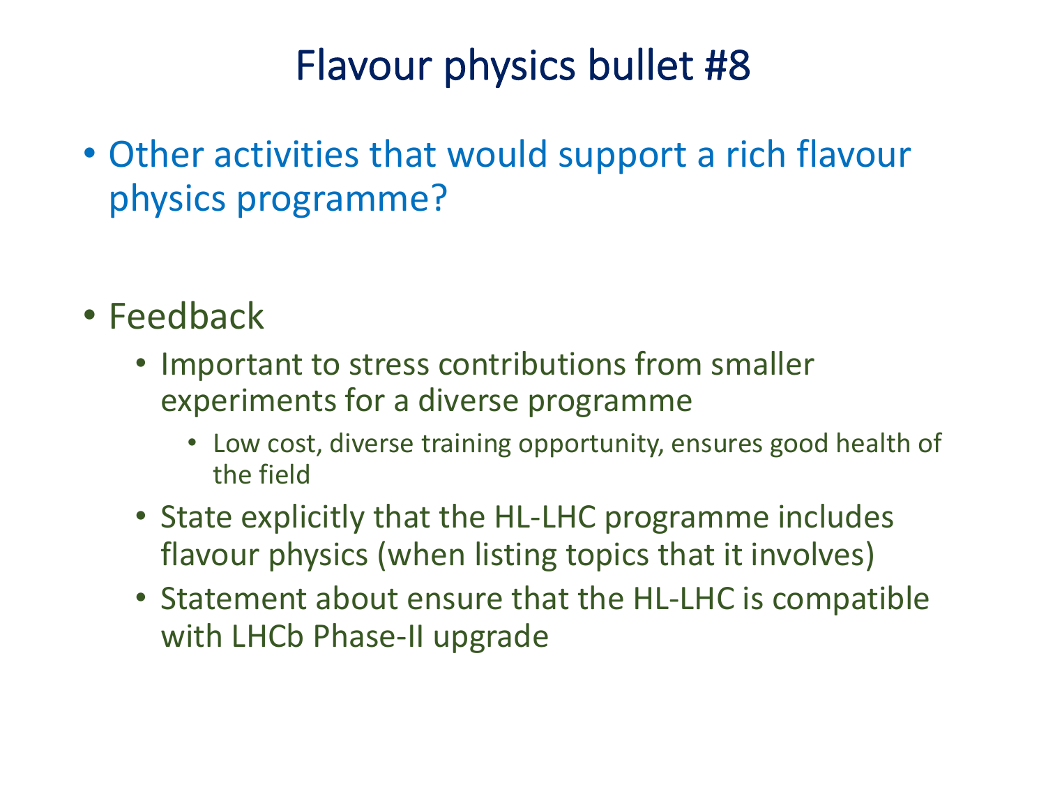# Flavour physics bullet #8

- Other activities that would support a rich flavour physics programme?

- Feedback
  - Important to stress contributions from smaller experiments for a diverse programme
    - Low cost, diverse training opportunity, ensures good health of the field
  - State explicitly that the HL-LHC programme includes flavour physics (when listing topics that it involves)
  - Statement about ensure that the HL-LHC is compatible with LHCb Phase-II upgrade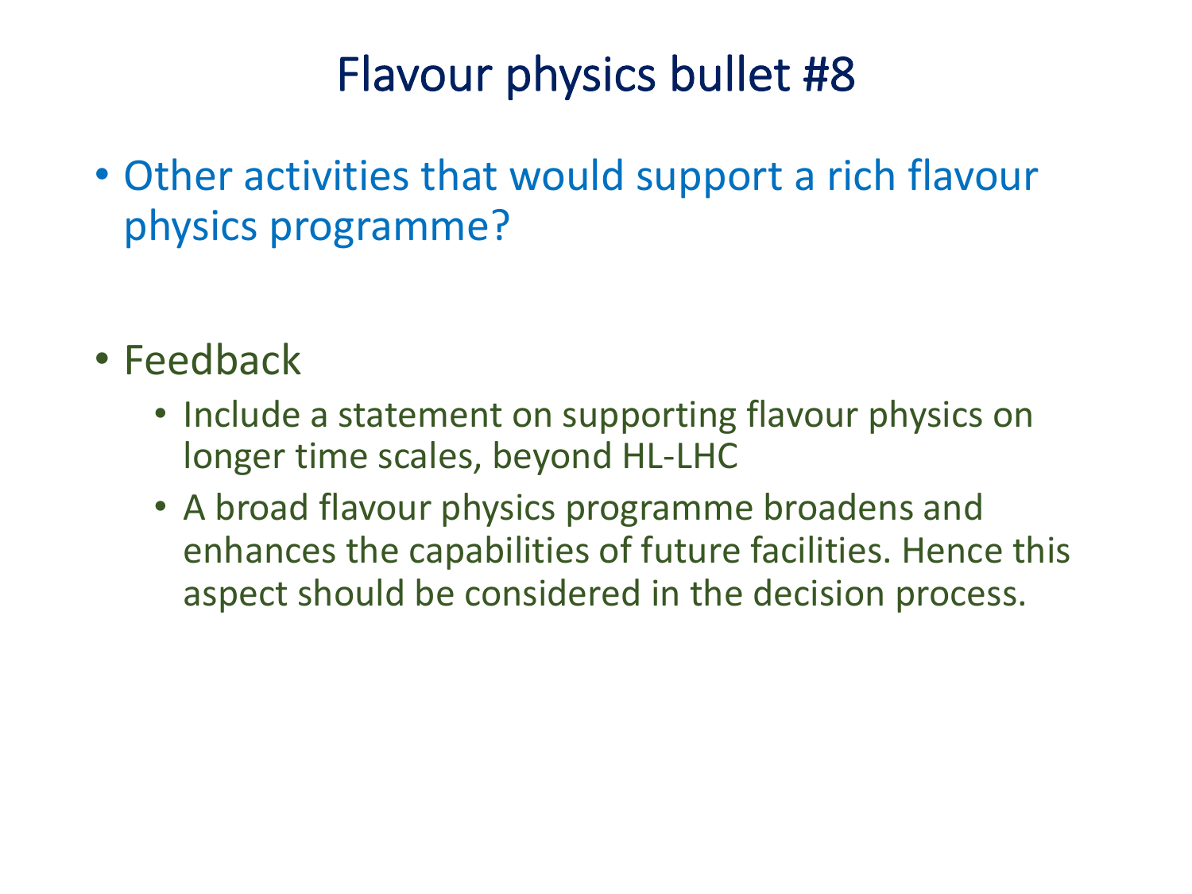# Flavour physics bullet #8

- Other activities that would support a rich flavour physics programme?

- Feedback
  - Include a statement on supporting flavour physics on longer time scales, beyond HL-LHC
  - A broad flavour physics programme broadens and enhances the capabilities of future facilities. Hence this aspect should be considered in the decision process.